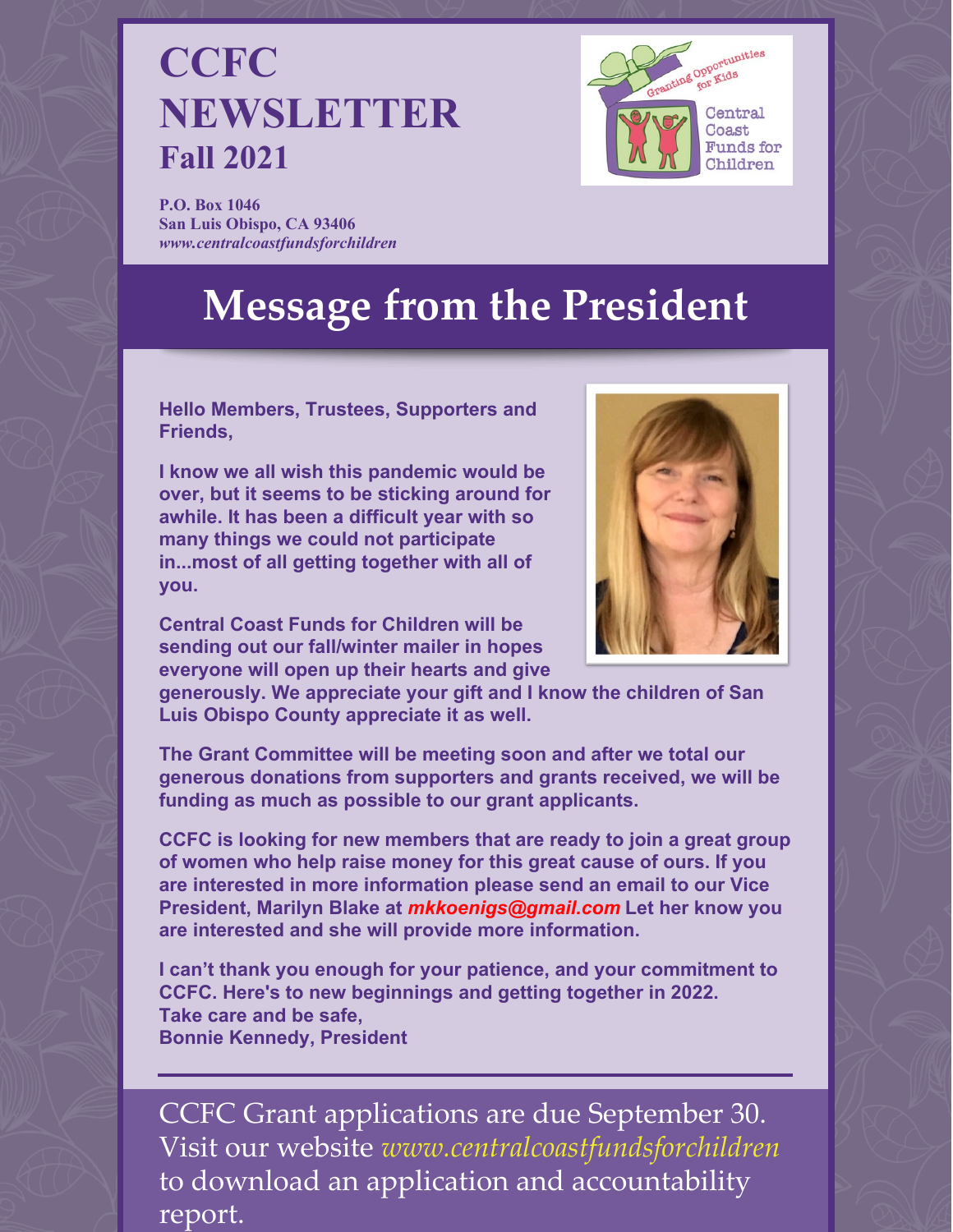# CCFC NEWSLETTER

## Fall 2021

**P.O. Box 1046**
**San Luis Obispo, CA 93406**
***www.centralcoastfundsforchildren***

Granting Opportunities for Kids

Central Coast Funds for Children

# Message from the President

**Hello Members, Trustees, Supporters and Friends,**

**I know we all wish this pandemic would be over, but it seems to be sticking around for awhile. It has been a difficult year with so many things we could not participate in...most of all getting together with all of you.**

**Central Coast Funds for Children will be sending out our fall/winter mailer in hopes everyone will open up their hearts and give generously. We appreciate your gift and I know the children of San Luis Obispo County appreciate it as well.**

**The Grant Committee will be meeting soon and after we total our generous donations from supporters and grants received, we will be funding as much as possible to our grant applicants.**

**CCFC is looking for new members that are ready to join a great group of women who help raise money for this great cause of ours. If you are interested in more information please send an email to our Vice President, Marilyn Blake at *mkkoenigs@gmail.com* Let her know you are interested and she will provide more information.**

**I can't thank you enough for your patience, and your commitment to CCFC. Here's to new beginnings and getting together in 2022.**
**Take care and be safe,**
**Bonnie Kennedy, President**

---

CCFC Grant applications are due September 30. Visit our website *www.centralcoastfundsforchildren* to download an application and accountability report.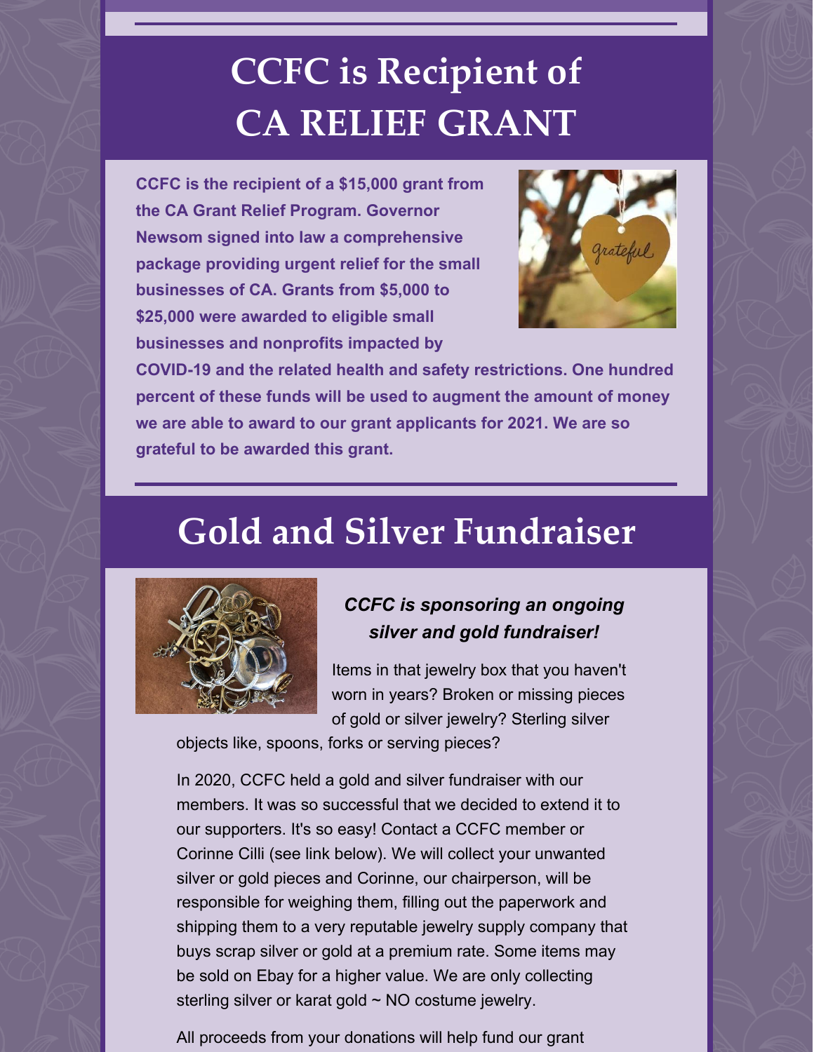# CCFC is Recipient of CA RELIEF GRANT

**CCFC is the recipient of a $15,000 grant from the CA Grant Relief Program. Governor Newsom signed into law a comprehensive package providing urgent relief for the small businesses of CA. Grants from $5,000 to $25,000 were awarded to eligible small businesses and nonprofits impacted by COVID-19 and the related health and safety restrictions. One hundred percent of these funds will be used to augment the amount of money we are able to award to our grant applicants for 2021. We are so grateful to be awarded this grant.**

# Gold and Silver Fundraiser

***CCFC is sponsoring an ongoing silver and gold fundraiser!***

Items in that jewelry box that you haven't worn in years? Broken or missing pieces of gold or silver jewelry? Sterling silver objects like, spoons, forks or serving pieces?

In 2020, CCFC held a gold and silver fundraiser with our members. It was so successful that we decided to extend it to our supporters. It's so easy! Contact a CCFC member or Corinne Cilli (see link below). We will collect your unwanted silver or gold pieces and Corinne, our chairperson, will be responsible for weighing them, filling out the paperwork and shipping them to a very reputable jewelry supply company that buys scrap silver or gold at a premium rate. Some items may be sold on Ebay for a higher value. We are only collecting sterling silver or karat gold ~ NO costume jewelry.

All proceeds from your donations will help fund our grant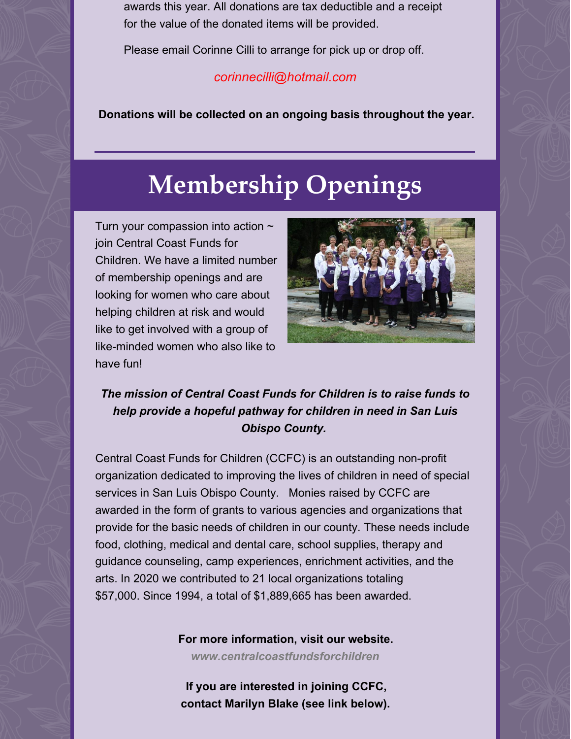awards this year. All donations are tax deductible and a receipt for the value of the donated items will be provided.

Please email Corinne Cilli to arrange for pick up or drop off.

*corinnecilli@hotmail.com*

**Donations will be collected on an ongoing basis throughout the year.**

---

# Membership Openings

Turn your compassion into action ~ join Central Coast Funds for Children. We have a limited number of membership openings and are looking for women who care about helping children at risk and would like to get involved with a group of like-minded women who also like to have fun!

***The mission of Central Coast Funds for Children is to raise funds to help provide a hopeful pathway for children in need in San Luis Obispo County.***

Central Coast Funds for Children (CCFC) is an outstanding non-profit organization dedicated to improving the lives of children in need of special services in San Luis Obispo County. Monies raised by CCFC are awarded in the form of grants to various agencies and organizations that provide for the basic needs of children in our county. These needs include food, clothing, medical and dental care, school supplies, therapy and guidance counseling, camp experiences, enrichment activities, and the arts. In 2020 we contributed to 21 local organizations totaling $57,000. Since 1994, a total of $1,889,665 has been awarded.

**For more information, visit our website.**

***www.centralcoastfundsforchildren***

**If you are interested in joining CCFC, contact Marilyn Blake (see link below).**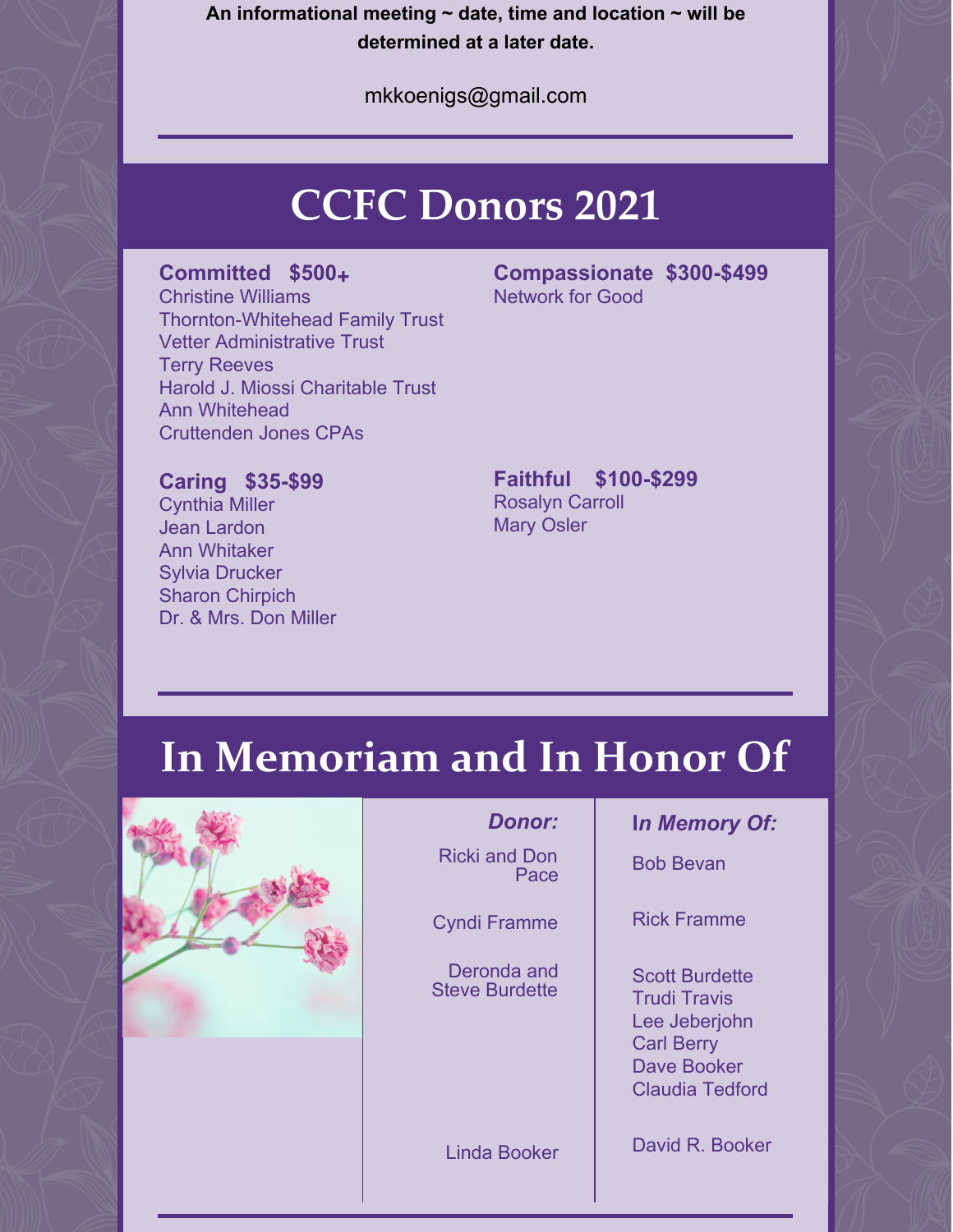**An informational meeting ~ date, time and location ~ will be determined at a later date.**

mkkoenigs@gmail.com

# CCFC Donors 2021

### Committed $500+

Christine Williams
Thornton-Whitehead Family Trust
Vetter Administrative Trust
Terry Reeves
Harold J. Miossi Charitable Trust
Ann Whitehead
Cruttenden Jones CPAs

### Compassionate $300-$499

Network for Good

### Faithful $100-$299

Rosalyn Carroll
Mary Osler

### Caring $35-$99

Cynthia Miller
Jean Lardon
Ann Whitaker
Sylvia Drucker
Sharon Chirpich
Dr. & Mrs. Don Miller

# In Memoriam and In Honor Of

| *Donor:* | *In Memory Of:* |
| --- | --- |
| Ricki and Don Pace | Bob Bevan |
| Cyndi Framme | Rick Framme |
| Deronda and Steve Burdette | Scott Burdette<br>Trudi Travis<br>Lee Jeberjohn<br>Carl Berry<br>Dave Booker<br>Claudia Tedford |
| Linda Booker | David R. Booker |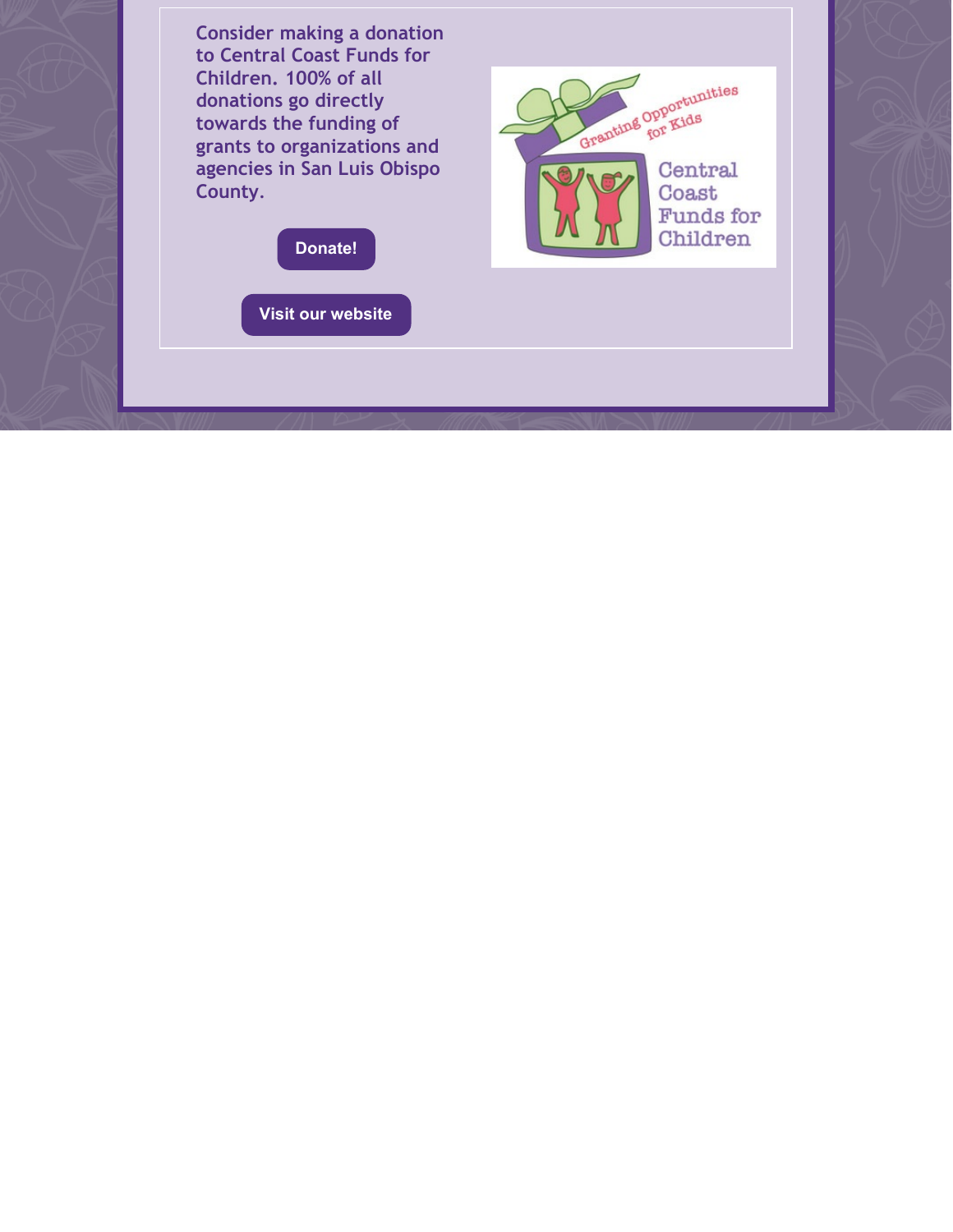**Consider making a donation to Central Coast Funds for Children. 100% of all donations go directly towards the funding of grants to organizations and agencies in San Luis Obispo County.**

Donate!

Visit our website